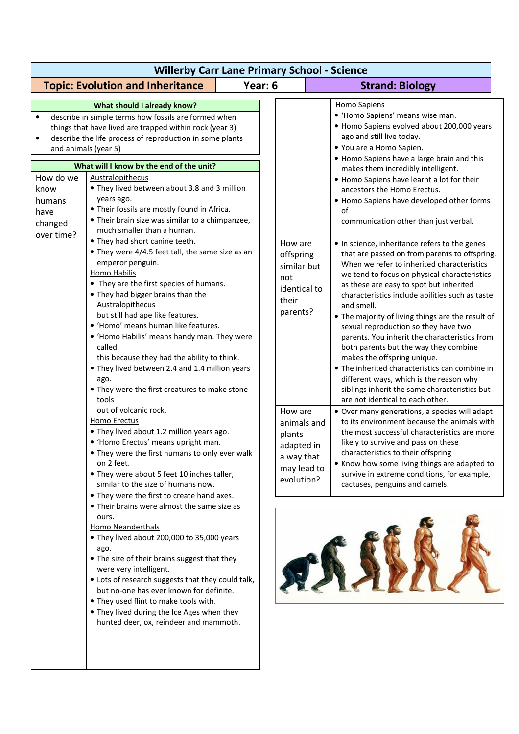# Willerby Carr Lane Primary School - Science

| Topic: Evolution and Inheritance | Year: 6 | Strand: Biology |
|---|---|---|

## What should I already know?

- describe in simple terms how fossils are formed when things that have lived are trapped within rock (year 3)
- describe the life process of reproduction in some plants and animals (year 5)

## What will I know by the end of the unit?

| Question | Knowledge |
|---|---|
| How do we know humans have changed over time? | <u>Australopithecus</u><br>• They lived between about 3.8 and 3 million years ago.<br>• Their fossils are mostly found in Africa.<br>• Their brain size was similar to a chimpanzee, much smaller than a human.<br>• They had short canine teeth.<br>• They were 4/4.5 feet tall, the same size as an emperor penguin.<br><u>Homo Habilis</u><br>• They are the first species of humans.<br>• They had bigger brains than the Australopithecus but still had ape like features.<br>• 'Homo' means human like features.<br>• 'Homo Habilis' means handy man. They were called this because they had the ability to think.<br>• They lived between 2.4 and 1.4 million years ago.<br>• They were the first creatures to make stone tools out of volcanic rock.<br><u>Homo Erectus</u><br>• They lived about 1.2 million years ago.<br>• 'Homo Erectus' means upright man.<br>• They were the first humans to only ever walk on 2 feet.<br>• They were about 5 feet 10 inches taller, similar to the size of humans now.<br>• They were the first to create hand axes.<br>• Their brains were almost the same size as ours.<br><u>Homo Neanderthals</u><br>• They lived about 200,000 to 35,000 years ago.<br>• The size of their brains suggest that they were very intelligent.<br>• Lots of research suggests that they could talk, but no-one has ever known for definite.<br>• They used flint to make tools with.<br>• They lived during the Ice Ages when they hunted deer, ox, reindeer and mammoth.<br><u>Homo Sapiens</u><br>• 'Homo Sapiens' means wise man.<br>• Homo Sapiens evolved about 200,000 years ago and still live today.<br>• You are a Homo Sapien.<br>• Homo Sapiens have a large brain and this makes them incredibly intelligent.<br>• Homo Sapiens have learnt a lot for their ancestors the Homo Erectus.<br>• Homo Sapiens have developed other forms of communication other than just verbal. |
| How are offspring similar but not identical to their parents? | • In science, inheritance refers to the genes that are passed on from parents to offspring. When we refer to inherited characteristics we tend to focus on physical characteristics as these are easy to spot but inherited characteristics include abilities such as taste and smell.<br>• The majority of living things are the result of sexual reproduction so they have two parents. You inherit the characteristics from both parents but the way they combine makes the offspring unique.<br>• The inherited characteristics can combine in different ways, which is the reason why siblings inherit the same characteristics but are not identical to each other. |
| How are animals and plants adapted in a way that may lead to evolution? | • Over many generations, a species will adapt to its environment because the animals with the most successful characteristics are more likely to survive and pass on these characteristics to their offspring<br>• Know how some living things are adapted to survive in extreme conditions, for example, cactuses, penguins and camels. |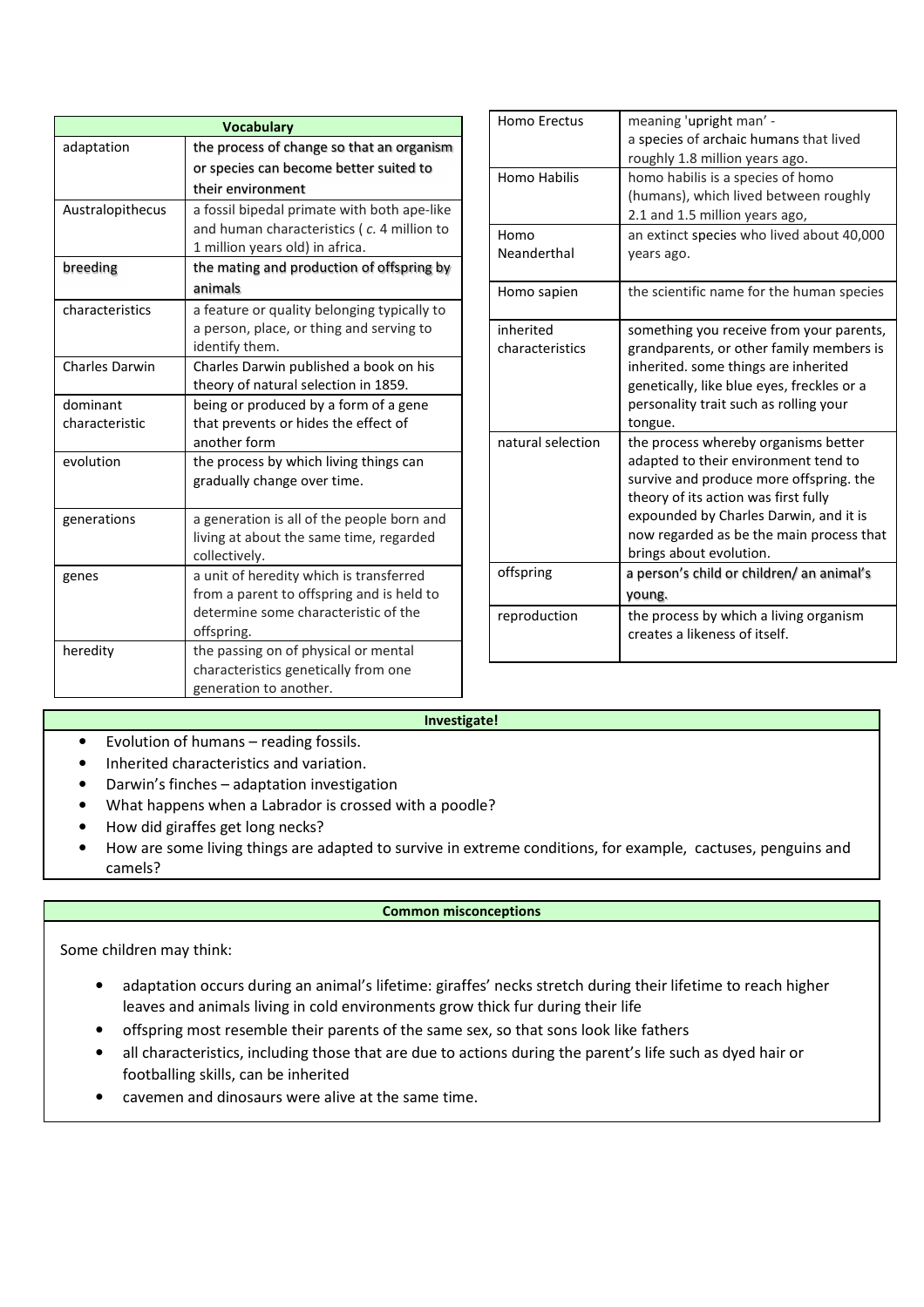| Vocabulary | |
|---|---|
| adaptation | the process of change so that an organism or species can become better suited to their environment |
| Australopithecus | a fossil bipedal primate with both ape-like and human characteristics ( *c.* 4 million to 1 million years old) in africa. |
| breeding | the mating and production of offspring by animals |
| characteristics | a feature or quality belonging typically to a person, place, or thing and serving to identify them. |
| Charles Darwin | Charles Darwin published a book on his theory of natural selection in 1859. |
| dominant characteristic | being or produced by a form of a gene that prevents or hides the effect of another form |
| evolution | the process by which living things can gradually change over time. |
| generations | a generation is all of the people born and living at about the same time, regarded collectively. |
| genes | a unit of heredity which is transferred from a parent to offspring and is held to determine some characteristic of the offspring. |
| heredity | the passing on of physical or mental characteristics genetically from one generation to another. |
| Homo Erectus | meaning 'upright man' - a species of archaic humans that lived roughly 1.8 million years ago. |
| Homo Habilis | homo habilis is a species of homo (humans), which lived between roughly 2.1 and 1.5 million years ago, |
| Homo Neanderthal | an extinct species who lived about 40,000 years ago. |
| Homo sapien | the scientific name for the human species |
| inherited characteristics | something you receive from your parents, grandparents, or other family members is inherited. some things are inherited genetically, like blue eyes, freckles or a personality trait such as rolling your tongue. |
| natural selection | the process whereby organisms better adapted to their environment tend to survive and produce more offspring. the theory of its action was first fully expounded by Charles Darwin, and it is now regarded as be the main process that brings about evolution. |
| offspring | a person's child or children/ an animal's young. |
| reproduction | the process by which a living organism creates a likeness of itself. |

## Investigate!

- Evolution of humans – reading fossils.
- Inherited characteristics and variation.
- Darwin's finches – adaptation investigation
- What happens when a Labrador is crossed with a poodle?
- How did giraffes get long necks?
- How are some living things are adapted to survive in extreme conditions, for example, cactuses, penguins and camels?

## Common misconceptions

Some children may think:

- adaptation occurs during an animal's lifetime: giraffes' necks stretch during their lifetime to reach higher leaves and animals living in cold environments grow thick fur during their life
- offspring most resemble their parents of the same sex, so that sons look like fathers
- all characteristics, including those that are due to actions during the parent's life such as dyed hair or footballing skills, can be inherited
- cavemen and dinosaurs were alive at the same time.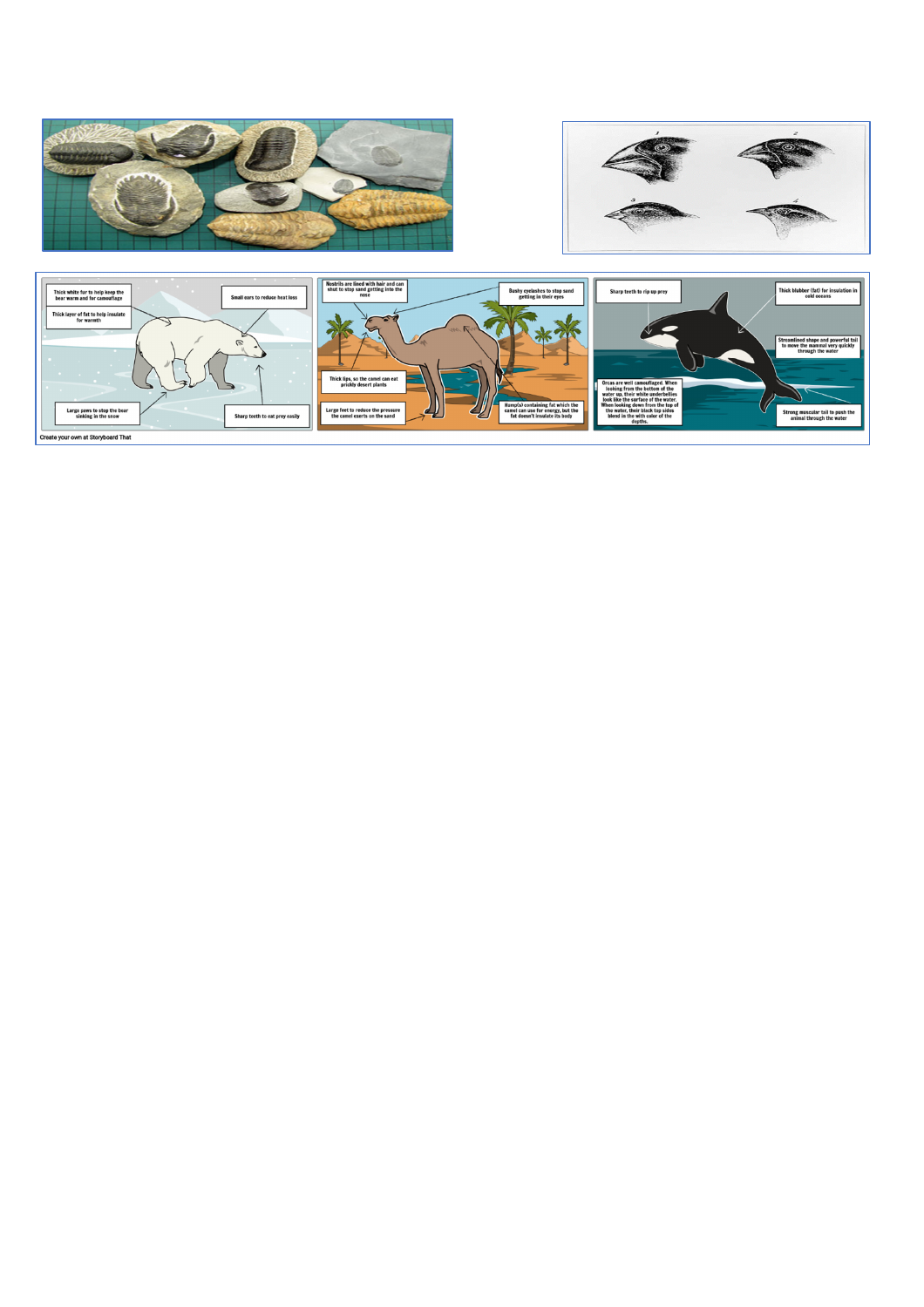Thick white fur to help keep the bear warm and for camouflage

Thick layer of fat to help insulate for warmth

Small ears to reduce heat loss

Large paws to stop the bear sinking in the snow

Sharp teeth to eat prey easily

Nostrils are lined with hair and can shut to stop sand getting into the nose

Bushy eyelashes to stop sand getting in their eyes

Thick lips, so the camel can eat prickly desert plants

Large feet to reduce the pressure the camel exerts on the sand

Hump(s) containing fat which the camel can use for energy, but the fat doesn't insulate its body

Sharp teeth to rip up prey

Thick blubber (fat) for insulation in cold oceans

Streamlined shape and powerful tail to move the mammal very quickly through the water

Orcas are well camouflaged. When looking from the bottom of the water up, their white underbellies look like the surface of the water. When looking down from the top of the water, their black top sides blend in the with color of the depths.

Strong muscular tail to push the animal through the water

Create your own at Storyboard That